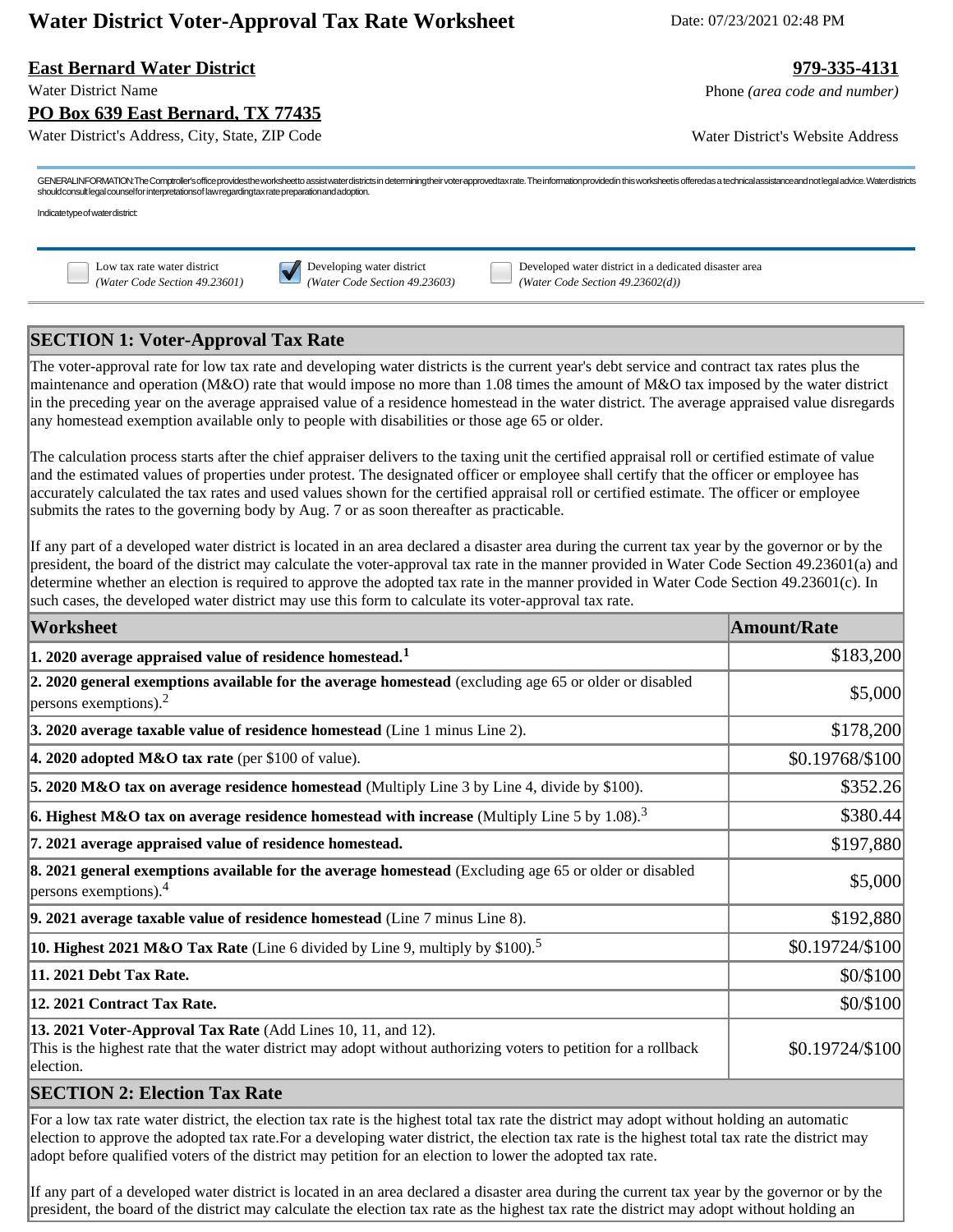# Water District Voter-Approval Tax Rate Worksheet

Date: 07/23/2021 02:48 PM

**East Bernard Water District**
Water District Name

**979-335-4131**
Phone *(area code and number)*

**PO Box 639 East Bernard, TX 77435**
Water District's Address, City, State, ZIP Code

Water District's Website Address

GENERAL INFORMATION: The Comptroller's office provides the worksheet to assist water districts in determining their voter-approved tax rate. The information provided in this worksheet is offered as a technical assistance and not legal advice. Water districts should consult legal counsel for interpretations of law regarding tax rate preparation and adoption.

Indicate type of water district:

- [ ] Low tax rate water district *(Water Code Section 49.23601)*
- [x] Developing water district *(Water Code Section 49.23603)*
- [ ] Developed water district in a dedicated disaster area *(Water Code Section 49.23602(d))*

## SECTION 1: Voter-Approval Tax Rate

The voter-approval rate for low tax rate and developing water districts is the current year's debt service and contract tax rates plus the maintenance and operation (M&O) rate that would impose no more than 1.08 times the amount of M&O tax imposed by the water district in the preceding year on the average appraised value of a residence homestead in the water district. The average appraised value disregards any homestead exemption available only to people with disabilities or those age 65 or older.

The calculation process starts after the chief appraiser delivers to the taxing unit the certified appraisal roll or certified estimate of value and the estimated values of properties under protest. The designated officer or employee shall certify that the officer or employee has accurately calculated the tax rates and used values shown for the certified appraisal roll or certified estimate. The officer or employee submits the rates to the governing body by Aug. 7 or as soon thereafter as practicable.

If any part of a developed water district is located in an area declared a disaster area during the current tax year by the governor or by the president, the board of the district may calculate the voter-approval tax rate in the manner provided in Water Code Section 49.23601(a) and determine whether an election is required to approve the adopted tax rate in the manner provided in Water Code Section 49.23601(c). In such cases, the developed water district may use this form to calculate its voter-approval tax rate.

| Worksheet | Amount/Rate |
|---|---|
| **1. 2020 average appraised value of residence homestead.**[1] | $183,200 |
| **2. 2020 general exemptions available for the average homestead** (excluding age 65 or older or disabled persons exemptions).[2] | $5,000 |
| **3. 2020 average taxable value of residence homestead** (Line 1 minus Line 2). | $178,200 |
| **4. 2020 adopted M&O tax rate** (per $100 of value). | $0.19768/$100 |
| **5. 2020 M&O tax on average residence homestead** (Multiply Line 3 by Line 4, divide by $100). | $352.26 |
| **6. Highest M&O tax on average residence homestead with increase** (Multiply Line 5 by 1.08).[3] | $380.44 |
| **7. 2021 average appraised value of residence homestead.** | $197,880 |
| **8. 2021 general exemptions available for the average homestead** (Excluding age 65 or older or disabled persons exemptions).[4] | $5,000 |
| **9. 2021 average taxable value of residence homestead** (Line 7 minus Line 8). | $192,880 |
| **10. Highest 2021 M&O Tax Rate** (Line 6 divided by Line 9, multiply by $100).[5] | $0.19724/$100 |
| **11. 2021 Debt Tax Rate.** | $0/$100 |
| **12. 2021 Contract Tax Rate.** | $0/$100 |
| **13. 2021 Voter-Approval Tax Rate** (Add Lines 10, 11, and 12). This is the highest rate that the water district may adopt without authorizing voters to petition for a rollback election. | $0.19724/$100 |

## SECTION 2: Election Tax Rate

For a low tax rate water district, the election tax rate is the highest total tax rate the district may adopt without holding an automatic election to approve the adopted tax rate.For a developing water district, the election tax rate is the highest total tax rate the district may adopt before qualified voters of the district may petition for an election to lower the adopted tax rate.

If any part of a developed water district is located in an area declared a disaster area during the current tax year by the governor or by the president, the board of the district may calculate the election tax rate as the highest tax rate the district may adopt without holding an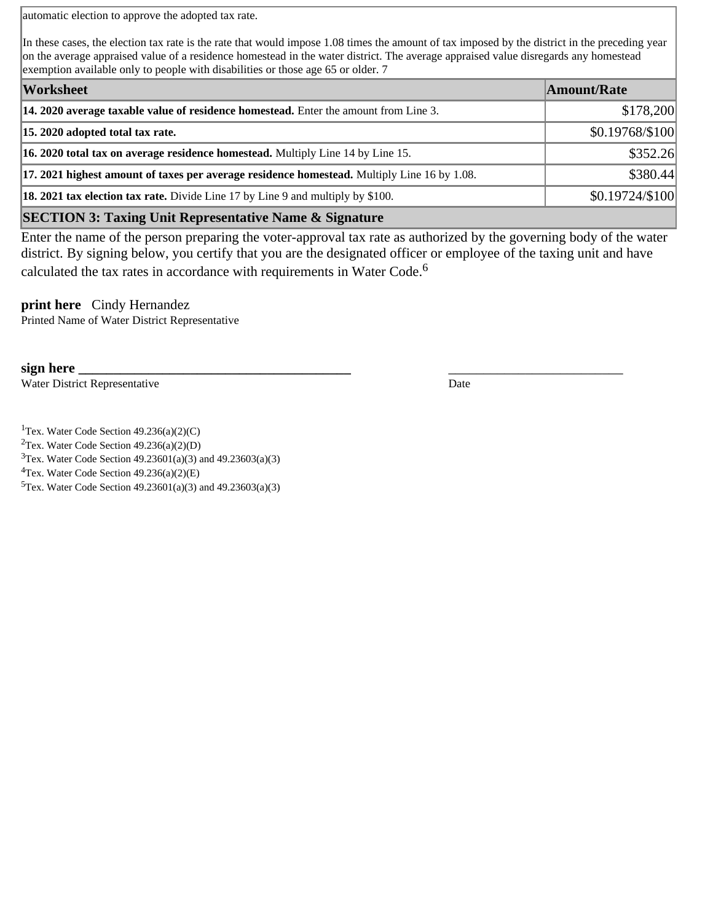automatic election to approve the adopted tax rate.

In these cases, the election tax rate is the rate that would impose 1.08 times the amount of tax imposed by the district in the preceding year on the average appraised value of a residence homestead in the water district. The average appraised value disregards any homestead exemption available only to people with disabilities or those age 65 or older. 7

| Worksheet | Amount/Rate |
|---|---|
| **14. 2020 average taxable value of residence homestead.** Enter the amount from Line 3. | $178,200 |
| **15. 2020 adopted total tax rate.** | $0.19768/$100 |
| **16. 2020 total tax on average residence homestead.** Multiply Line 14 by Line 15. | $352.26 |
| **17. 2021 highest amount of taxes per average residence homestead.** Multiply Line 16 by 1.08. | $380.44 |
| **18. 2021 tax election tax rate.** Divide Line 17 by Line 9 and multiply by $100. | $0.19724/$100 |

## SECTION 3: Taxing Unit Representative Name & Signature

Enter the name of the person preparing the voter-approval tax rate as authorized by the governing body of the water district. By signing below, you certify that you are the designated officer or employee of the taxing unit and have calculated the tax rates in accordance with requirements in Water Code.[6]

**print here** Cindy Hernandez
Printed Name of Water District Representative

**sign here** ______________________________________ ________________________
Water District Representative Date

[1]Tex. Water Code Section 49.236(a)(2)(C)
[2]Tex. Water Code Section 49.236(a)(2)(D)
[3]Tex. Water Code Section 49.23601(a)(3) and 49.23603(a)(3)
[4]Tex. Water Code Section 49.236(a)(2)(E)
[5]Tex. Water Code Section 49.23601(a)(3) and 49.23603(a)(3)